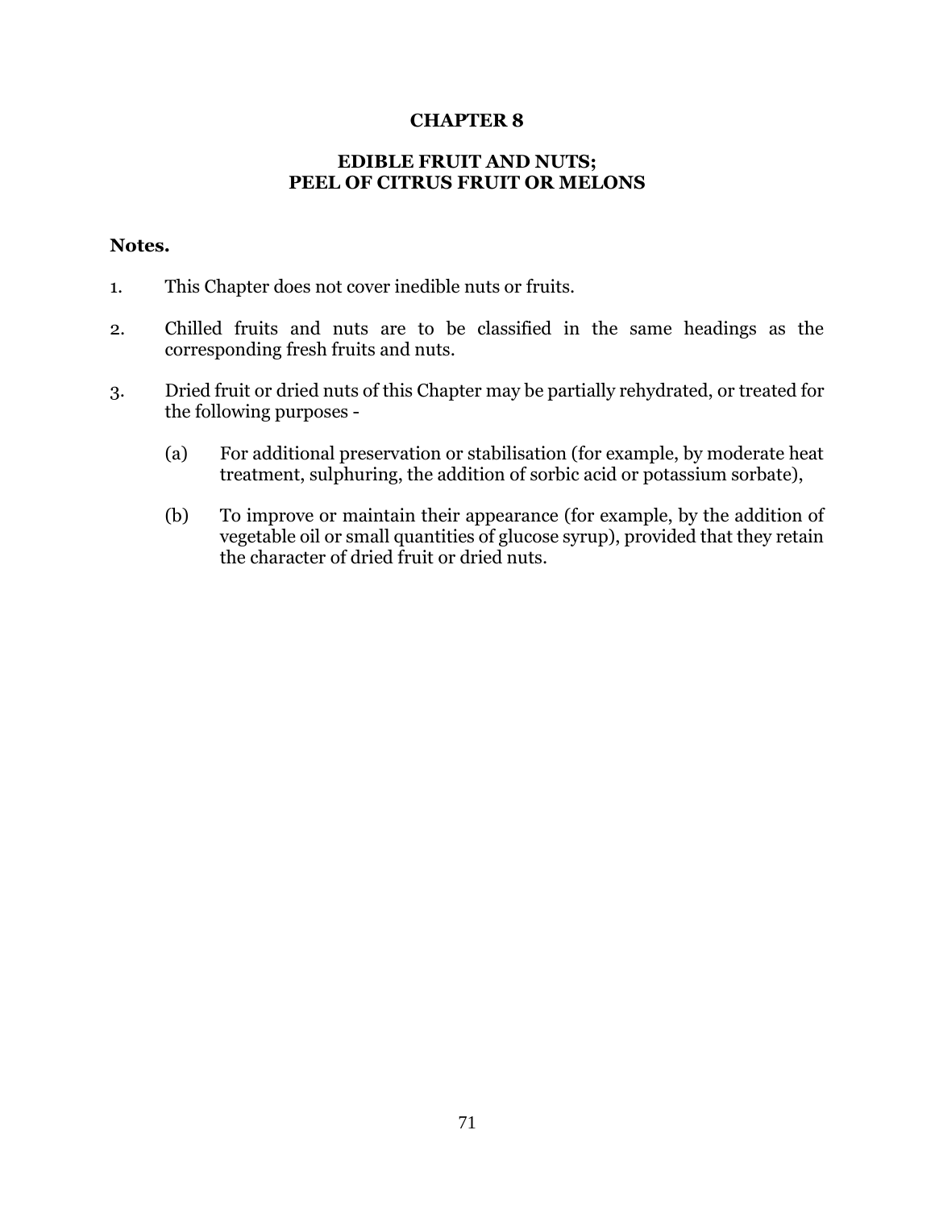# CHAPTER 8

## EDIBLE FRUIT AND NUTS; PEEL OF CITRUS FRUIT OR MELONS

**Notes.**

1. This Chapter does not cover inedible nuts or fruits.

2. Chilled fruits and nuts are to be classified in the same headings as the corresponding fresh fruits and nuts.

3. Dried fruit or dried nuts of this Chapter may be partially rehydrated, or treated for the following purposes -

   (a) For additional preservation or stabilisation (for example, by moderate heat treatment, sulphuring, the addition of sorbic acid or potassium sorbate),

   (b) To improve or maintain their appearance (for example, by the addition of vegetable oil or small quantities of glucose syrup), provided that they retain the character of dried fruit or dried nuts.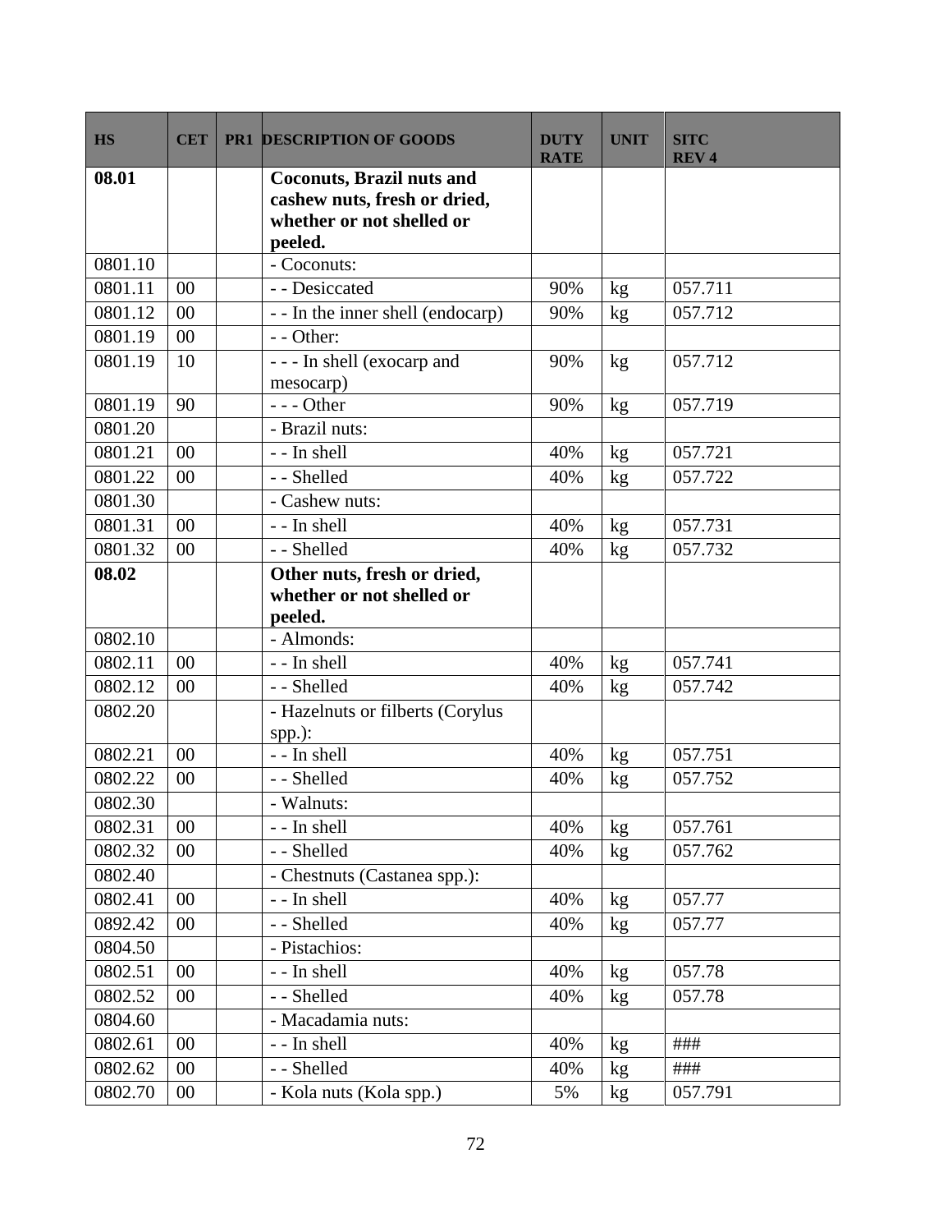| HS | CET | PR1 | DESCRIPTION OF GOODS | DUTY RATE | UNIT | SITC REV 4 |
|---|---|---|---|---|---|---|
| **08.01** | | | **Coconuts, Brazil nuts and cashew nuts, fresh or dried, whether or not shelled or peeled.** | | | |
| 0801.10 | | | - Coconuts: | | | |
| 0801.11 | 00 | | - - Desiccated | 90% | kg | 057.711 |
| 0801.12 | 00 | | - - In the inner shell (endocarp) | 90% | kg | 057.712 |
| 0801.19 | 00 | | - - Other: | | | |
| 0801.19 | 10 | | - - - In shell (exocarp and mesocarp) | 90% | kg | 057.712 |
| 0801.19 | 90 | | - - - Other | 90% | kg | 057.719 |
| 0801.20 | | | - Brazil nuts: | | | |
| 0801.21 | 00 | | - - In shell | 40% | kg | 057.721 |
| 0801.22 | 00 | | - - Shelled | 40% | kg | 057.722 |
| 0801.30 | | | - Cashew nuts: | | | |
| 0801.31 | 00 | | - - In shell | 40% | kg | 057.731 |
| 0801.32 | 00 | | - - Shelled | 40% | kg | 057.732 |
| **08.02** | | | **Other nuts, fresh or dried, whether or not shelled or peeled.** | | | |
| 0802.10 | | | - Almonds: | | | |
| 0802.11 | 00 | | - - In shell | 40% | kg | 057.741 |
| 0802.12 | 00 | | - - Shelled | 40% | kg | 057.742 |
| 0802.20 | | | - Hazelnuts or filberts (Corylus spp.): | | | |
| 0802.21 | 00 | | - - In shell | 40% | kg | 057.751 |
| 0802.22 | 00 | | - - Shelled | 40% | kg | 057.752 |
| 0802.30 | | | - Walnuts: | | | |
| 0802.31 | 00 | | - - In shell | 40% | kg | 057.761 |
| 0802.32 | 00 | | - - Shelled | 40% | kg | 057.762 |
| 0802.40 | | | - Chestnuts (Castanea spp.): | | | |
| 0802.41 | 00 | | - - In shell | 40% | kg | 057.77 |
| 0892.42 | 00 | | - - Shelled | 40% | kg | 057.77 |
| 0804.50 | | | - Pistachios: | | | |
| 0802.51 | 00 | | - - In shell | 40% | kg | 057.78 |
| 0802.52 | 00 | | - - Shelled | 40% | kg | 057.78 |
| 0804.60 | | | - Macadamia nuts: | | | |
| 0802.61 | 00 | | - - In shell | 40% | kg | ### |
| 0802.62 | 00 | | - - Shelled | 40% | kg | ### |
| 0802.70 | 00 | | - Kola nuts (Kola spp.) | 5% | kg | 057.791 |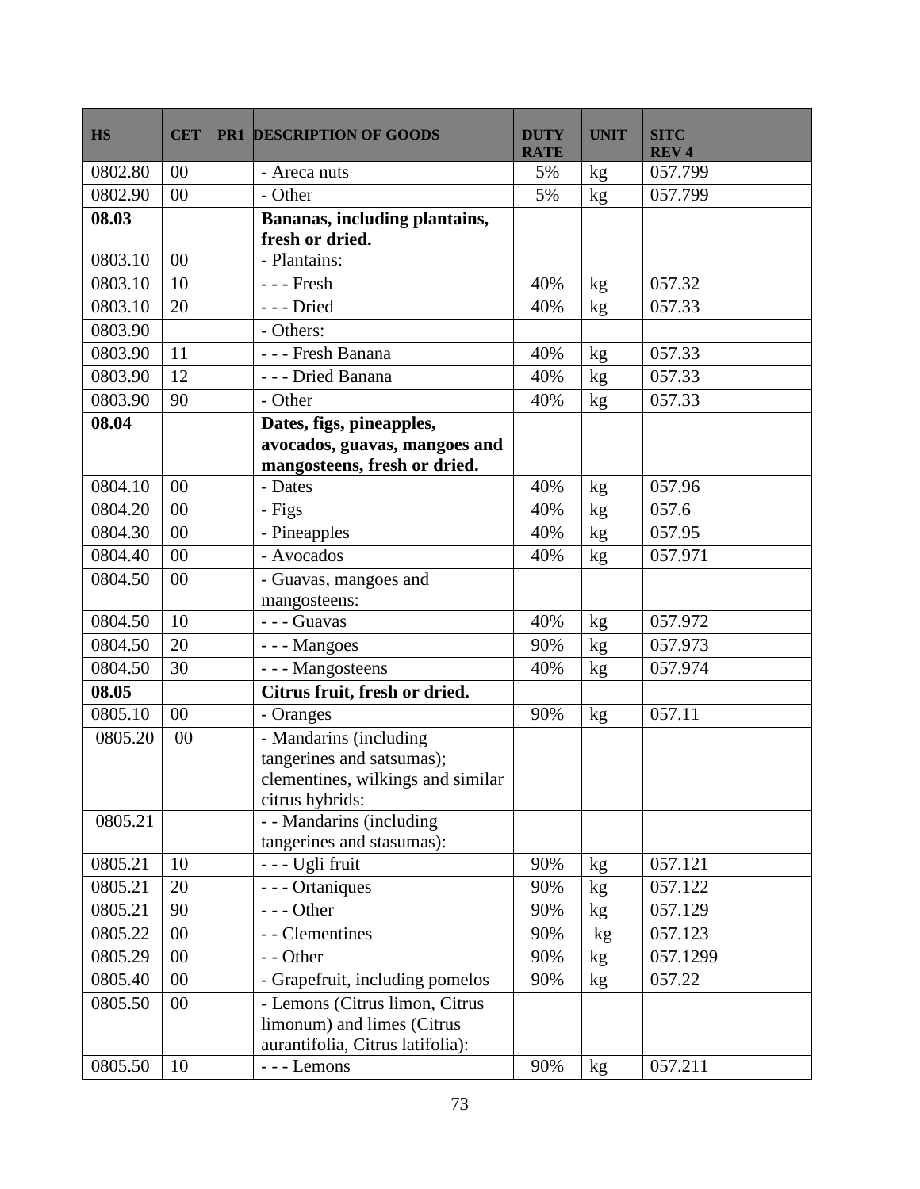| HS | CET | PR1 | DESCRIPTION OF GOODS | DUTY RATE | UNIT | SITC REV 4 |
|---|---|---|---|---|---|---|
| 0802.80 | 00 | | - Areca nuts | 5% | kg | 057.799 |
| 0802.90 | 00 | | - Other | 5% | kg | 057.799 |
| **08.03** | | | **Bananas, including plantains, fresh or dried.** | | | |
| 0803.10 | 00 | | - Plantains: | | | |
| 0803.10 | 10 | | - - - Fresh | 40% | kg | 057.32 |
| 0803.10 | 20 | | - - - Dried | 40% | kg | 057.33 |
| 0803.90 | | | - Others: | | | |
| 0803.90 | 11 | | - - - Fresh Banana | 40% | kg | 057.33 |
| 0803.90 | 12 | | - - - Dried Banana | 40% | kg | 057.33 |
| 0803.90 | 90 | | - Other | 40% | kg | 057.33 |
| **08.04** | | | **Dates, figs, pineapples, avocados, guavas, mangoes and mangosteens, fresh or dried.** | | | |
| 0804.10 | 00 | | - Dates | 40% | kg | 057.96 |
| 0804.20 | 00 | | - Figs | 40% | kg | 057.6 |
| 0804.30 | 00 | | - Pineapples | 40% | kg | 057.95 |
| 0804.40 | 00 | | - Avocados | 40% | kg | 057.971 |
| 0804.50 | 00 | | - Guavas, mangoes and mangosteens: | | | |
| 0804.50 | 10 | | - - - Guavas | 40% | kg | 057.972 |
| 0804.50 | 20 | | - - - Mangoes | 90% | kg | 057.973 |
| 0804.50 | 30 | | - - - Mangosteens | 40% | kg | 057.974 |
| **08.05** | | | **Citrus fruit, fresh or dried.** | | | |
| 0805.10 | 00 | | - Oranges | 90% | kg | 057.11 |
| 0805.20 | 00 | | - Mandarins (including tangerines and satsumas); clementines, wilkings and similar citrus hybrids: | | | |
| 0805.21 | | | - - Mandarins (including tangerines and stasumas): | | | |
| 0805.21 | 10 | | - - - Ugli fruit | 90% | kg | 057.121 |
| 0805.21 | 20 | | - - - Ortaniques | 90% | kg | 057.122 |
| 0805.21 | 90 | | - - - Other | 90% | kg | 057.129 |
| 0805.22 | 00 | | - - Clementines | 90% | kg | 057.123 |
| 0805.29 | 00 | | - - Other | 90% | kg | 057.1299 |
| 0805.40 | 00 | | - Grapefruit, including pomelos | 90% | kg | 057.22 |
| 0805.50 | 00 | | - Lemons (Citrus limon, Citrus limonum) and limes (Citrus aurantifolia, Citrus latifolia): | | | |
| 0805.50 | 10 | | - - - Lemons | 90% | kg | 057.211 |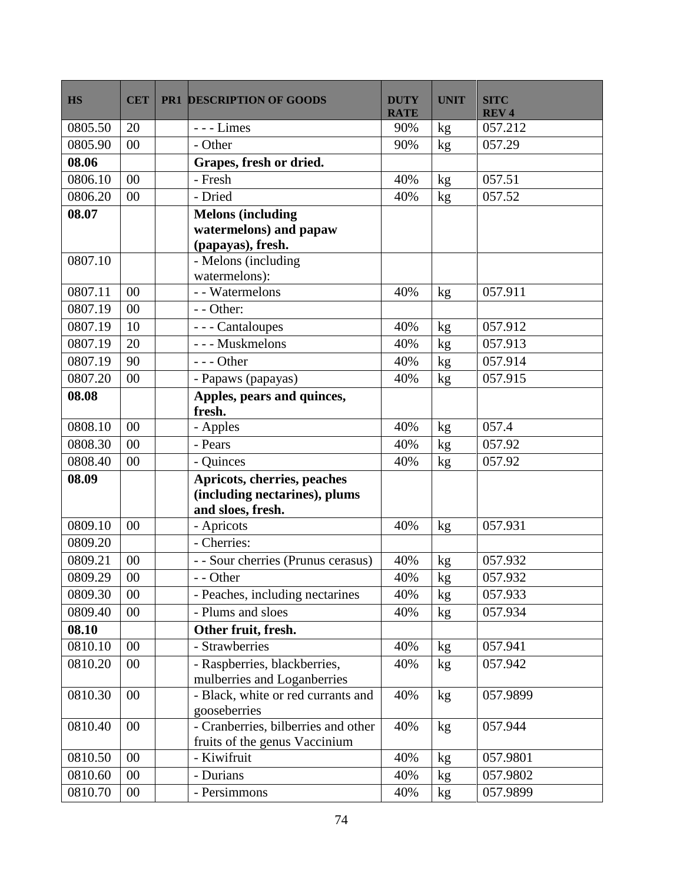| HS | CET | PR1 | DESCRIPTION OF GOODS | DUTY RATE | UNIT | SITC REV 4 |
|---|---|---|---|---|---|---|
| 0805.50 | 20 | | - - - Limes | 90% | kg | 057.212 |
| 0805.90 | 00 | | - Other | 90% | kg | 057.29 |
| **08.06** | | | **Grapes, fresh or dried.** | | | |
| 0806.10 | 00 | | - Fresh | 40% | kg | 057.51 |
| 0806.20 | 00 | | - Dried | 40% | kg | 057.52 |
| **08.07** | | | **Melons (including watermelons) and papaw (papayas), fresh.** | | | |
| 0807.10 | | | - Melons (including watermelons): | | | |
| 0807.11 | 00 | | - - Watermelons | 40% | kg | 057.911 |
| 0807.19 | 00 | | - - Other: | | | |
| 0807.19 | 10 | | - - - Cantaloupes | 40% | kg | 057.912 |
| 0807.19 | 20 | | - - - Muskmelons | 40% | kg | 057.913 |
| 0807.19 | 90 | | - - - Other | 40% | kg | 057.914 |
| 0807.20 | 00 | | - Papaws (papayas) | 40% | kg | 057.915 |
| **08.08** | | | **Apples, pears and quinces, fresh.** | | | |
| 0808.10 | 00 | | - Apples | 40% | kg | 057.4 |
| 0808.30 | 00 | | - Pears | 40% | kg | 057.92 |
| 0808.40 | 00 | | - Quinces | 40% | kg | 057.92 |
| **08.09** | | | **Apricots, cherries, peaches (including nectarines), plums and sloes, fresh.** | | | |
| 0809.10 | 00 | | - Apricots | 40% | kg | 057.931 |
| 0809.20 | | | - Cherries: | | | |
| 0809.21 | 00 | | - - Sour cherries (Prunus cerasus) | 40% | kg | 057.932 |
| 0809.29 | 00 | | - - Other | 40% | kg | 057.932 |
| 0809.30 | 00 | | - Peaches, including nectarines | 40% | kg | 057.933 |
| 0809.40 | 00 | | - Plums and sloes | 40% | kg | 057.934 |
| **08.10** | | | **Other fruit, fresh.** | | | |
| 0810.10 | 00 | | - Strawberries | 40% | kg | 057.941 |
| 0810.20 | 00 | | - Raspberries, blackberries, mulberries and Loganberries | 40% | kg | 057.942 |
| 0810.30 | 00 | | - Black, white or red currants and gooseberries | 40% | kg | 057.9899 |
| 0810.40 | 00 | | - Cranberries, bilberries and other fruits of the genus Vaccinium | 40% | kg | 057.944 |
| 0810.50 | 00 | | - Kiwifruit | 40% | kg | 057.9801 |
| 0810.60 | 00 | | - Durians | 40% | kg | 057.9802 |
| 0810.70 | 00 | | - Persimmons | 40% | kg | 057.9899 |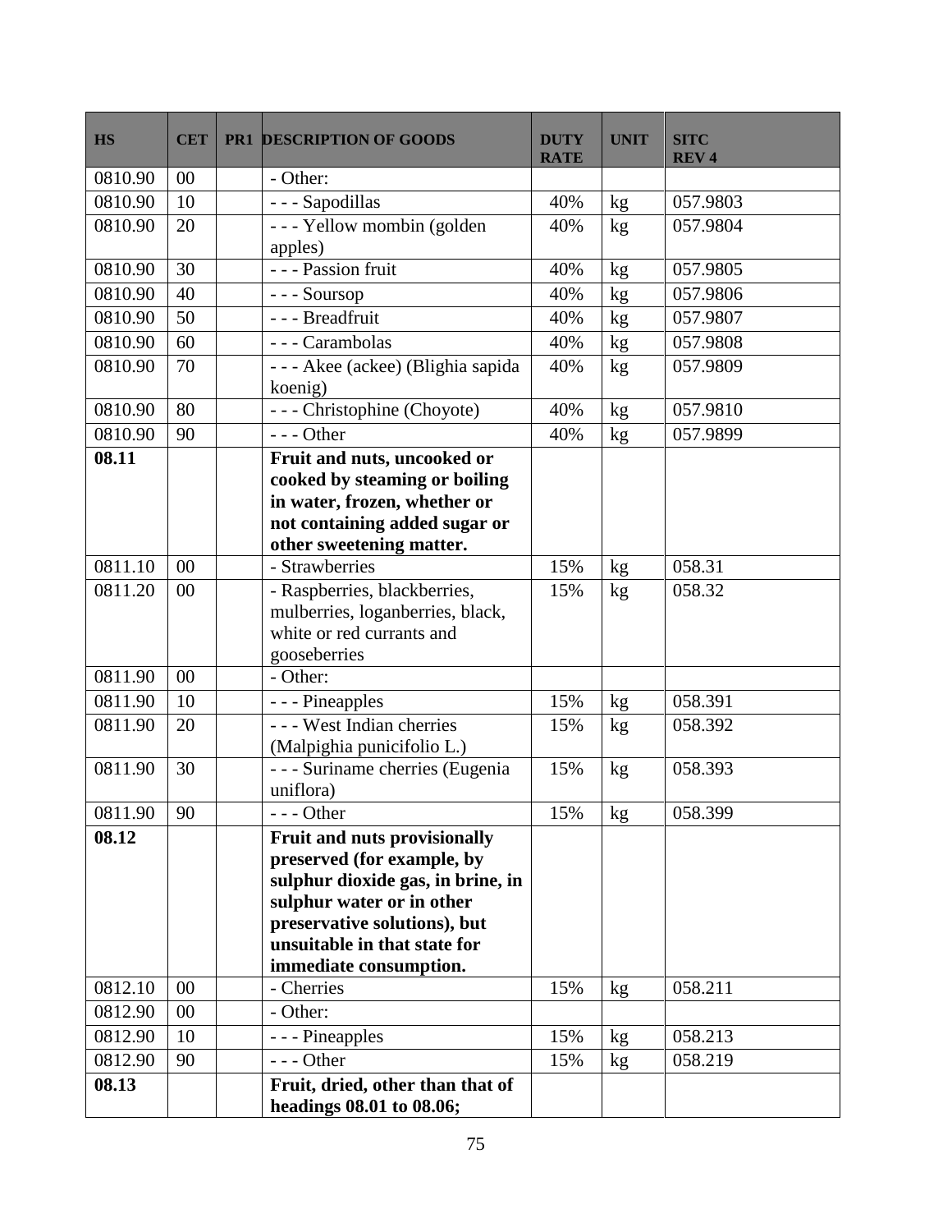| HS | CET | PR1 | DESCRIPTION OF GOODS | DUTY RATE | UNIT | SITC REV 4 |
|---|---|---|---|---|---|---|
| 0810.90 | 00 | | - Other: | | | |
| 0810.90 | 10 | | - - - Sapodillas | 40% | kg | 057.9803 |
| 0810.90 | 20 | | - - - Yellow mombin (golden apples) | 40% | kg | 057.9804 |
| 0810.90 | 30 | | - - - Passion fruit | 40% | kg | 057.9805 |
| 0810.90 | 40 | | - - - Soursop | 40% | kg | 057.9806 |
| 0810.90 | 50 | | - - - Breadfruit | 40% | kg | 057.9807 |
| 0810.90 | 60 | | - - - Carambolas | 40% | kg | 057.9808 |
| 0810.90 | 70 | | - - - Akee (ackee) (Blighia sapida koenig) | 40% | kg | 057.9809 |
| 0810.90 | 80 | | - - - Christophine (Choyote) | 40% | kg | 057.9810 |
| 0810.90 | 90 | | - - - Other | 40% | kg | 057.9899 |
| **08.11** | | | **Fruit and nuts, uncooked or cooked by steaming or boiling in water, frozen, whether or not containing added sugar or other sweetening matter.** | | | |
| 0811.10 | 00 | | - Strawberries | 15% | kg | 058.31 |
| 0811.20 | 00 | | - Raspberries, blackberries, mulberries, loganberries, black, white or red currants and gooseberries | 15% | kg | 058.32 |
| 0811.90 | 00 | | - Other: | | | |
| 0811.90 | 10 | | - - - Pineapples | 15% | kg | 058.391 |
| 0811.90 | 20 | | - - - West Indian cherries (Malpighia punicifolio L.) | 15% | kg | 058.392 |
| 0811.90 | 30 | | - - - Suriname cherries (Eugenia uniflora) | 15% | kg | 058.393 |
| 0811.90 | 90 | | - - - Other | 15% | kg | 058.399 |
| **08.12** | | | **Fruit and nuts provisionally preserved (for example, by sulphur dioxide gas, in brine, in sulphur water or in other preservative solutions), but unsuitable in that state for immediate consumption.** | | | |
| 0812.10 | 00 | | - Cherries | 15% | kg | 058.211 |
| 0812.90 | 00 | | - Other: | | | |
| 0812.90 | 10 | | - - - Pineapples | 15% | kg | 058.213 |
| 0812.90 | 90 | | - - - Other | 15% | kg | 058.219 |
| **08.13** | | | **Fruit, dried, other than that of headings 08.01 to 08.06;** | | | |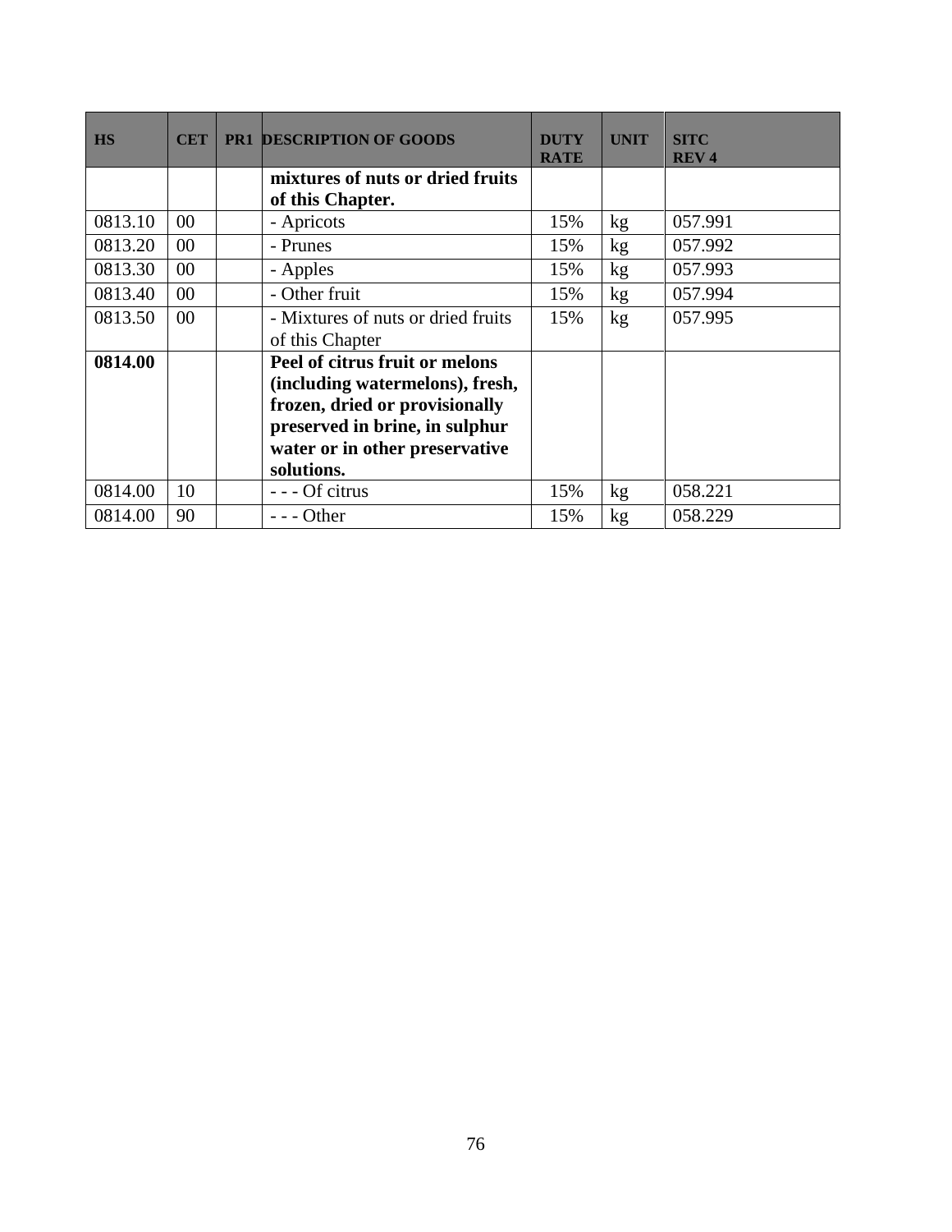| HS | CET | PR1 | DESCRIPTION OF GOODS | DUTY RATE | UNIT | SITC REV 4 |
|---|---|---|---|---|---|---|
| | | | **mixtures of nuts or dried fruits of this Chapter.** | | | |
| 0813.10 | 00 | | - Apricots | 15% | kg | 057.991 |
| 0813.20 | 00 | | - Prunes | 15% | kg | 057.992 |
| 0813.30 | 00 | | - Apples | 15% | kg | 057.993 |
| 0813.40 | 00 | | - Other fruit | 15% | kg | 057.994 |
| 0813.50 | 00 | | - Mixtures of nuts or dried fruits of this Chapter | 15% | kg | 057.995 |
| **0814.00** | | | **Peel of citrus fruit or melons (including watermelons), fresh, frozen, dried or provisionally preserved in brine, in sulphur water or in other preservative solutions.** | | | |
| 0814.00 | 10 | | - - - Of citrus | 15% | kg | 058.221 |
| 0814.00 | 90 | | - - - Other | 15% | kg | 058.229 |